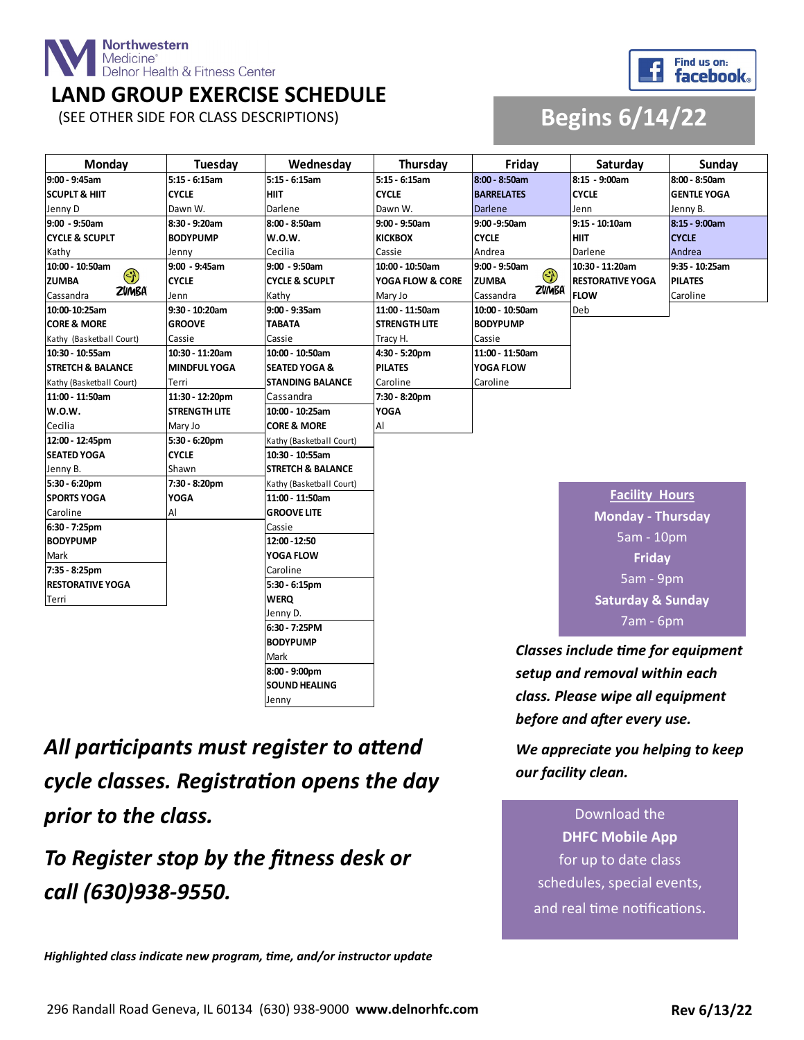Northwestern Medicine®
Delnor Health & Fitness Center

# LAND GROUP EXERCISE SCHEDULE

(SEE OTHER SIDE FOR CLASS DESCRIPTIONS)

Find us on: facebook

## Begins 6/14/22

| Monday | Tuesday | Wednesday | Thursday | Friday | Saturday | Sunday |
|---|---|---|---|---|---|---|
| 9:00 - 9:45am **SCUPLT & HIIT** Jenny D | 5:15 - 6:15am **CYCLE** Dawn W. | 5:15 - 6:15am **HIIT** Darlene | 5:15 - 6:15am **CYCLE** Dawn W. | 8:00 - 8:50am **BARRELATES** Darlene | 8:15 - 9:00am **CYCLE** Jenn | 8:00 - 8:50am **GENTLE YOGA** Jenny B. |
| 9:00 - 9:50am **CYCLE & SCUPLT** Kathy | 8:30 - 9:20am **BODYPUMP** Jenny | 8:00 - 8:50am **W.O.W.** Cecilia | 9:00 - 9:50am **KICKBOX** Cassie | 9:00 -9:50am **CYCLE** Andrea | 9:15 - 10:10am **HIIT** Darlene | 8:15 - 9:00am **CYCLE** Andrea |
| 10:00 - 10:50am **ZUMBA** Cassandra | 9:00 - 9:45am **CYCLE** Jenn | 9:00 - 9:50am **CYCLE & SCUPLT** Kathy | 10:00 - 10:50am **YOGA FLOW & CORE** Mary Jo | 9:00 - 9:50am **ZUMBA** Cassandra | 10:30 - 11:20am **RESTORATIVE YOGA FLOW** Deb | 9:35 - 10:25am **PILATES** Caroline |
| 10:00-10:25am **CORE & MORE** Kathy (Basketball Court) | 9:30 - 10:20am **GROOVE** Cassie | 9:00 - 9:35am **TABATA** Cassie | 11:00 - 11:50am **STRENGTH LITE** Tracy H. | 10:00 - 10:50am **BODYPUMP** Cassie | | |
| 10:30 - 10:55am **STRETCH & BALANCE** Kathy (Basketball Court) | 10:30 - 11:20am **MINDFUL YOGA** Terri | 10:00 - 10:50am **SEATED YOGA & STANDING BALANCE** Cassandra | 4:30 - 5:20pm **PILATES** Caroline | 11:00 - 11:50am **YOGA FLOW** Caroline | | |
| 11:00 - 11:50am **W.O.W.** Cecilia | 11:30 - 12:20pm **STRENGTH LITE** Mary Jo | 10:00 - 10:25am **CORE & MORE** Kathy (Basketball Court) | 7:30 - 8:20pm **YOGA** Al | | | |
| 12:00 - 12:45pm **SEATED YOGA** Jenny B. | 5:30 - 6:20pm **CYCLE** Shawn | 10:30 - 10:55am **STRETCH & BALANCE** Kathy (Basketball Court) | | | | |
| 5:30 - 6:20pm **SPORTS YOGA** Caroline | 7:30 - 8:20pm **YOGA** Al | 11:00 - 11:50am **GROOVE LITE** Cassie | | | | |
| 6:30 - 7:25pm **BODYPUMP** Mark | | 12:00 -12:50 **YOGA FLOW** Caroline | | | | |
| 7:35 - 8:25pm **RESTORATIVE YOGA** Terri | | 5:30 - 6:15pm **WERQ** Jenny D. | | | | |
| | | 6:30 - 7:25PM **BODYPUMP** Mark | | | | |
| | | 8:00 - 9:00pm **SOUND HEALING** Jenny | | | | |

**Facility Hours**

**Monday - Thursday**
5am - 10pm

**Friday**
5am - 9pm

**Saturday & Sunday**
7am - 6pm

***Classes include time for equipment setup and removal within each class. Please wipe all equipment before and after every use.***

***We appreciate you helping to keep our facility clean.***

***All participants must register to attend cycle classes. Registration opens the day prior to the class.***

***To Register stop by the fitness desk or call (630)938-9550.***

Download the **DHFC Mobile App** for up to date class schedules, special events, and real time notifications.

***Highlighted class indicate new program, time, and/or instructor update***

296 Randall Road Geneva, IL 60134 (630) 938-9000 **www.delnorhfc.com**

**Rev 6/13/22**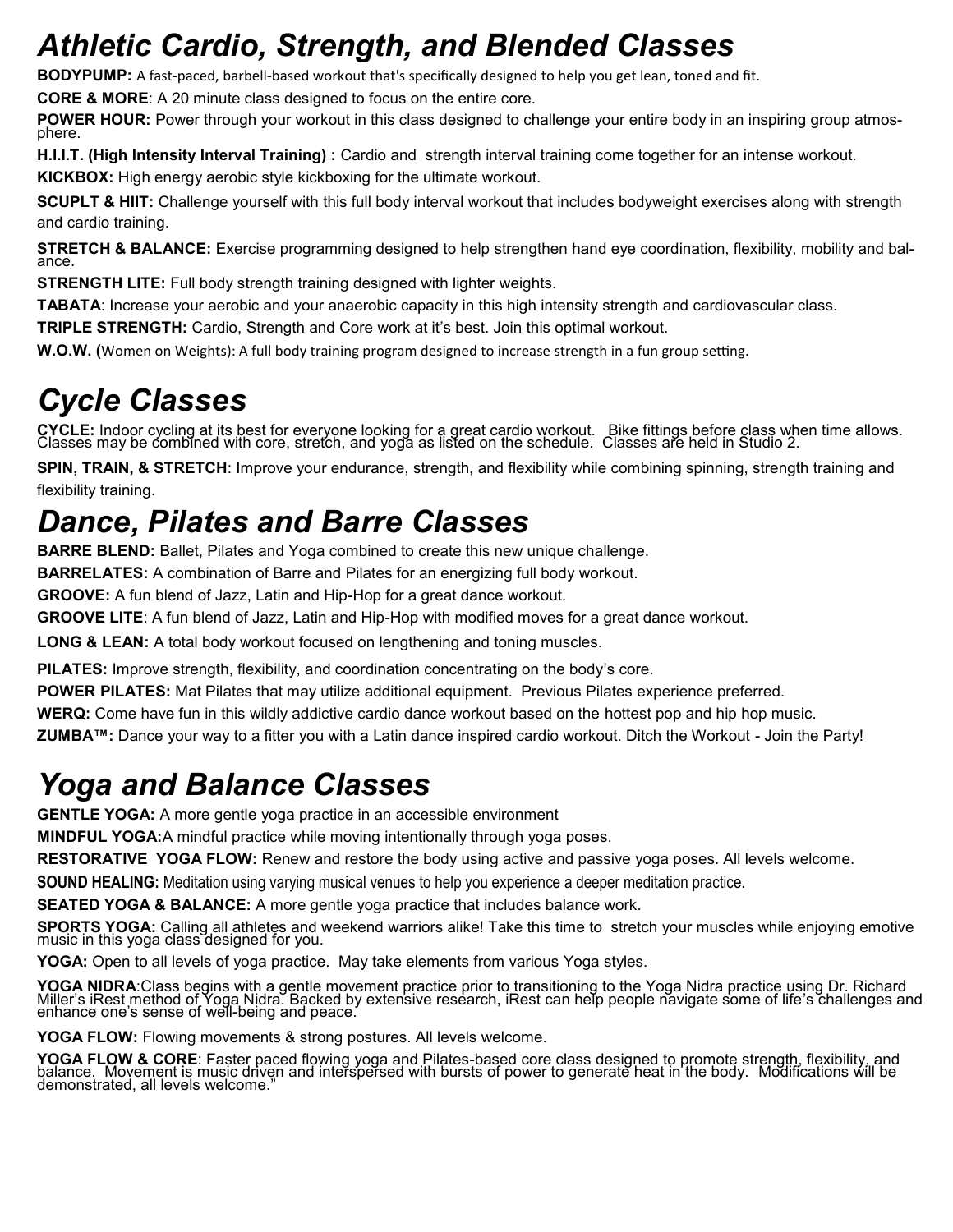# *Athletic Cardio, Strength, and Blended Classes*

**BODYPUMP:** A fast-paced, barbell-based workout that's specifically designed to help you get lean, toned and fit.

**CORE & MORE**: A 20 minute class designed to focus on the entire core.

**POWER HOUR:** Power through your workout in this class designed to challenge your entire body in an inspiring group atmosphere.

**H.I.I.T. (High Intensity Interval Training) :** Cardio and strength interval training come together for an intense workout.

**KICKBOX:** High energy aerobic style kickboxing for the ultimate workout.

**SCUPLT & HIIT:** Challenge yourself with this full body interval workout that includes bodyweight exercises along with strength and cardio training.

**STRETCH & BALANCE:** Exercise programming designed to help strengthen hand eye coordination, flexibility, mobility and balance.

**STRENGTH LITE:** Full body strength training designed with lighter weights.

**TABATA**: Increase your aerobic and your anaerobic capacity in this high intensity strength and cardiovascular class.

**TRIPLE STRENGTH:** Cardio, Strength and Core work at it's best. Join this optimal workout.

**W.O.W. (**Women on Weights): A full body training program designed to increase strength in a fun group setting.

# *Cycle Classes*

**CYCLE:** Indoor cycling at its best for everyone looking for a great cardio workout. Bike fittings before class when time allows. Classes may be combined with core, stretch, and yoga as listed on the schedule. Classes are held in Studio 2.

**SPIN, TRAIN, & STRETCH**: Improve your endurance, strength, and flexibility while combining spinning, strength training and flexibility training.

# *Dance, Pilates and Barre Classes*

**BARRE BLEND:** Ballet, Pilates and Yoga combined to create this new unique challenge.

**BARRELATES:** A combination of Barre and Pilates for an energizing full body workout.

**GROOVE:** A fun blend of Jazz, Latin and Hip-Hop for a great dance workout.

**GROOVE LITE**: A fun blend of Jazz, Latin and Hip-Hop with modified moves for a great dance workout.

**LONG & LEAN:** A total body workout focused on lengthening and toning muscles.

**PILATES:** Improve strength, flexibility, and coordination concentrating on the body's core.

**POWER PILATES:** Mat Pilates that may utilize additional equipment. Previous Pilates experience preferred.

**WERQ:** Come have fun in this wildly addictive cardio dance workout based on the hottest pop and hip hop music.

**ZUMBA™:** Dance your way to a fitter you with a Latin dance inspired cardio workout. Ditch the Workout - Join the Party!

# *Yoga and Balance Classes*

**GENTLE YOGA:** A more gentle yoga practice in an accessible environment

**MINDFUL YOGA:**A mindful practice while moving intentionally through yoga poses.

**RESTORATIVE YOGA FLOW:** Renew and restore the body using active and passive yoga poses. All levels welcome.

**SOUND HEALING:** Meditation using varying musical venues to help you experience a deeper meditation practice.

**SEATED YOGA & BALANCE:** A more gentle yoga practice that includes balance work.

**SPORTS YOGA:** Calling all athletes and weekend warriors alike! Take this time to stretch your muscles while enjoying emotive music in this yoga class designed for you.

**YOGA:** Open to all levels of yoga practice. May take elements from various Yoga styles.

**YOGA NIDRA**:Class begins with a gentle movement practice prior to transitioning to the Yoga Nidra practice using Dr. Richard Miller's iRest method of Yoga Nidra. Backed by extensive research, iRest can help people navigate some of life's challenges and enhance one's sense of well-being and peace.

**YOGA FLOW:** Flowing movements & strong postures. All levels welcome.

**YOGA FLOW & CORE**: Faster paced flowing yoga and Pilates-based core class designed to promote strength, flexibility, and balance. Movement is music driven and interspersed with bursts of power to generate heat in the body. Modifications will be demonstrated, all levels welcome."